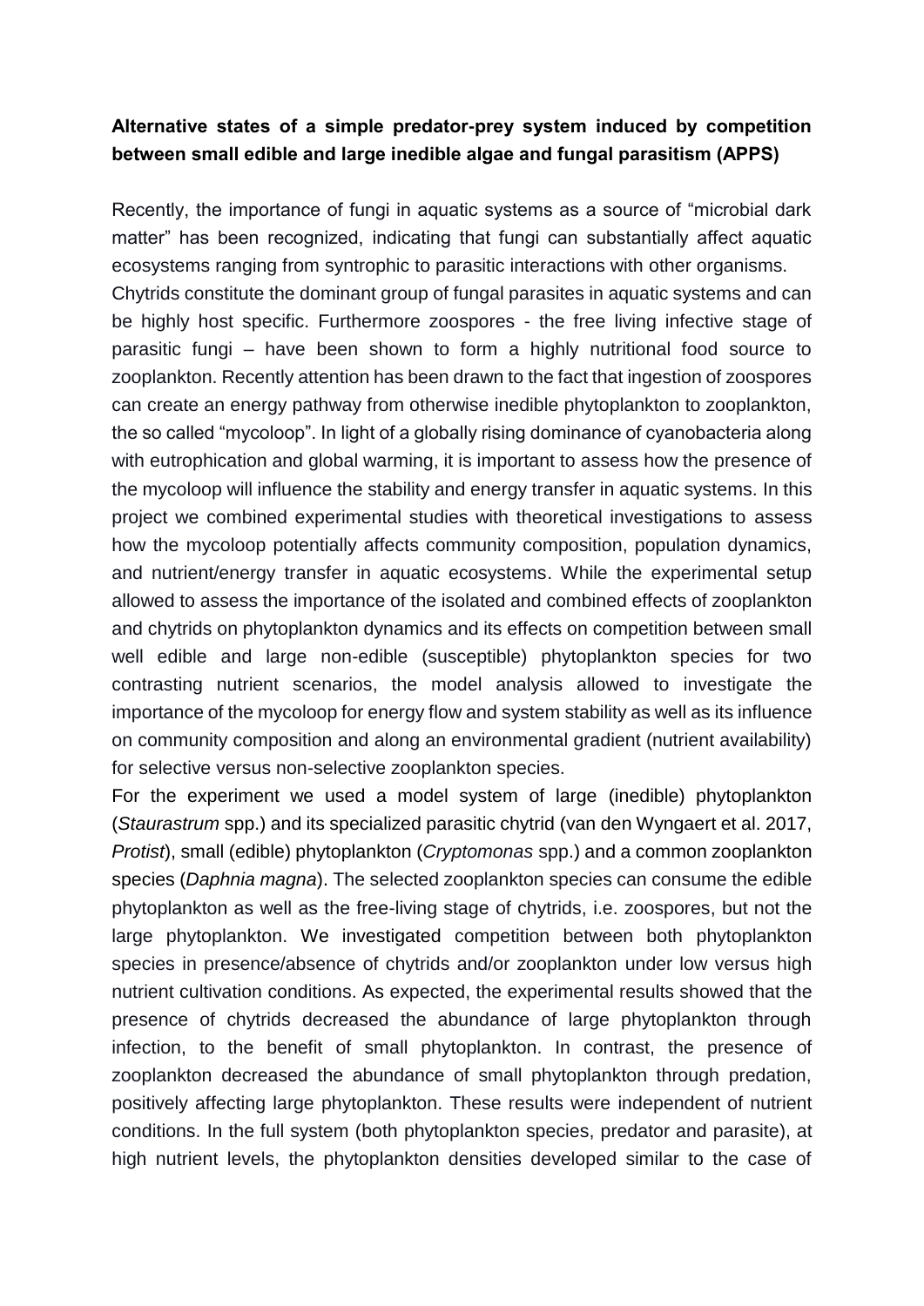**Alternative states of a simple predator-prey system induced by competition between small edible and large inedible algae and fungal parasitism (APPS)**

Recently, the importance of fungi in aquatic systems as a source of "microbial dark matter" has been recognized, indicating that fungi can substantially affect aquatic ecosystems ranging from syntrophic to parasitic interactions with other organisms. Chytrids constitute the dominant group of fungal parasites in aquatic systems and can be highly host specific. Furthermore zoospores - the free living infective stage of parasitic fungi – have been shown to form a highly nutritional food source to zooplankton. Recently attention has been drawn to the fact that ingestion of zoospores can create an energy pathway from otherwise inedible phytoplankton to zooplankton, the so called "mycoloop". In light of a globally rising dominance of cyanobacteria along with eutrophication and global warming, it is important to assess how the presence of the mycoloop will influence the stability and energy transfer in aquatic systems. In this project we combined experimental studies with theoretical investigations to assess how the mycoloop potentially affects community composition, population dynamics, and nutrient/energy transfer in aquatic ecosystems. While the experimental setup allowed to assess the importance of the isolated and combined effects of zooplankton and chytrids on phytoplankton dynamics and its effects on competition between small well edible and large non-edible (susceptible) phytoplankton species for two contrasting nutrient scenarios, the model analysis allowed to investigate the importance of the mycoloop for energy flow and system stability as well as its influence on community composition and along an environmental gradient (nutrient availability) for selective versus non-selective zooplankton species.

For the experiment we used a model system of large (inedible) phytoplankton (*Staurastrum* spp.) and its specialized parasitic chytrid (van den Wyngaert et al. 2017, *Protist*), small (edible) phytoplankton (*Cryptomonas* spp.) and a common zooplankton species (*Daphnia magna*). The selected zooplankton species can consume the edible phytoplankton as well as the free-living stage of chytrids, i.e. zoospores, but not the large phytoplankton. We investigated competition between both phytoplankton species in presence/absence of chytrids and/or zooplankton under low versus high nutrient cultivation conditions. As expected, the experimental results showed that the presence of chytrids decreased the abundance of large phytoplankton through infection, to the benefit of small phytoplankton. In contrast, the presence of zooplankton decreased the abundance of small phytoplankton through predation, positively affecting large phytoplankton. These results were independent of nutrient conditions. In the full system (both phytoplankton species, predator and parasite), at high nutrient levels, the phytoplankton densities developed similar to the case of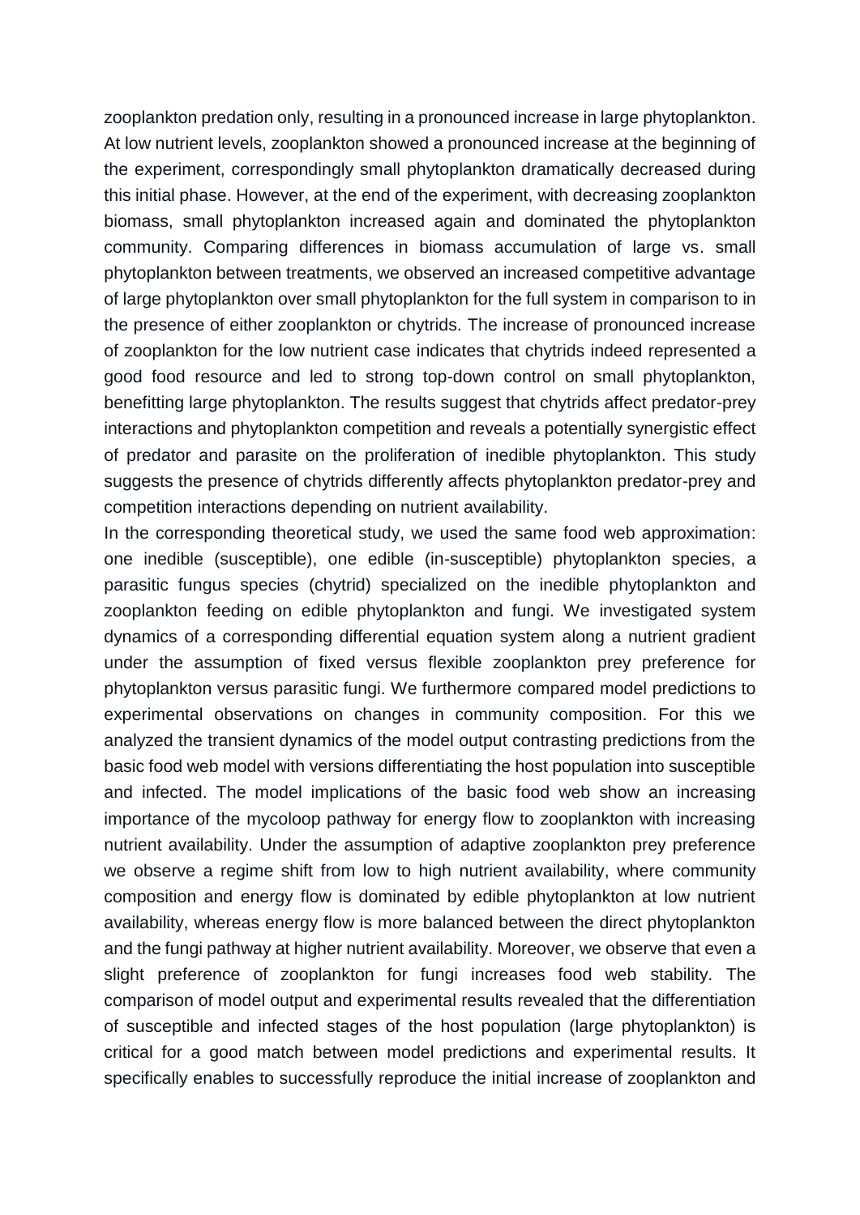zooplankton predation only, resulting in a pronounced increase in large phytoplankton. At low nutrient levels, zooplankton showed a pronounced increase at the beginning of the experiment, correspondingly small phytoplankton dramatically decreased during this initial phase. However, at the end of the experiment, with decreasing zooplankton biomass, small phytoplankton increased again and dominated the phytoplankton community. Comparing differences in biomass accumulation of large vs. small phytoplankton between treatments, we observed an increased competitive advantage of large phytoplankton over small phytoplankton for the full system in comparison to in the presence of either zooplankton or chytrids. The increase of pronounced increase of zooplankton for the low nutrient case indicates that chytrids indeed represented a good food resource and led to strong top-down control on small phytoplankton, benefitting large phytoplankton. The results suggest that chytrids affect predator-prey interactions and phytoplankton competition and reveals a potentially synergistic effect of predator and parasite on the proliferation of inedible phytoplankton. This study suggests the presence of chytrids differently affects phytoplankton predator-prey and competition interactions depending on nutrient availability.

In the corresponding theoretical study, we used the same food web approximation: one inedible (susceptible), one edible (in-susceptible) phytoplankton species, a parasitic fungus species (chytrid) specialized on the inedible phytoplankton and zooplankton feeding on edible phytoplankton and fungi. We investigated system dynamics of a corresponding differential equation system along a nutrient gradient under the assumption of fixed versus flexible zooplankton prey preference for phytoplankton versus parasitic fungi. We furthermore compared model predictions to experimental observations on changes in community composition. For this we analyzed the transient dynamics of the model output contrasting predictions from the basic food web model with versions differentiating the host population into susceptible and infected. The model implications of the basic food web show an increasing importance of the mycoloop pathway for energy flow to zooplankton with increasing nutrient availability. Under the assumption of adaptive zooplankton prey preference we observe a regime shift from low to high nutrient availability, where community composition and energy flow is dominated by edible phytoplankton at low nutrient availability, whereas energy flow is more balanced between the direct phytoplankton and the fungi pathway at higher nutrient availability. Moreover, we observe that even a slight preference of zooplankton for fungi increases food web stability. The comparison of model output and experimental results revealed that the differentiation of susceptible and infected stages of the host population (large phytoplankton) is critical for a good match between model predictions and experimental results. It specifically enables to successfully reproduce the initial increase of zooplankton and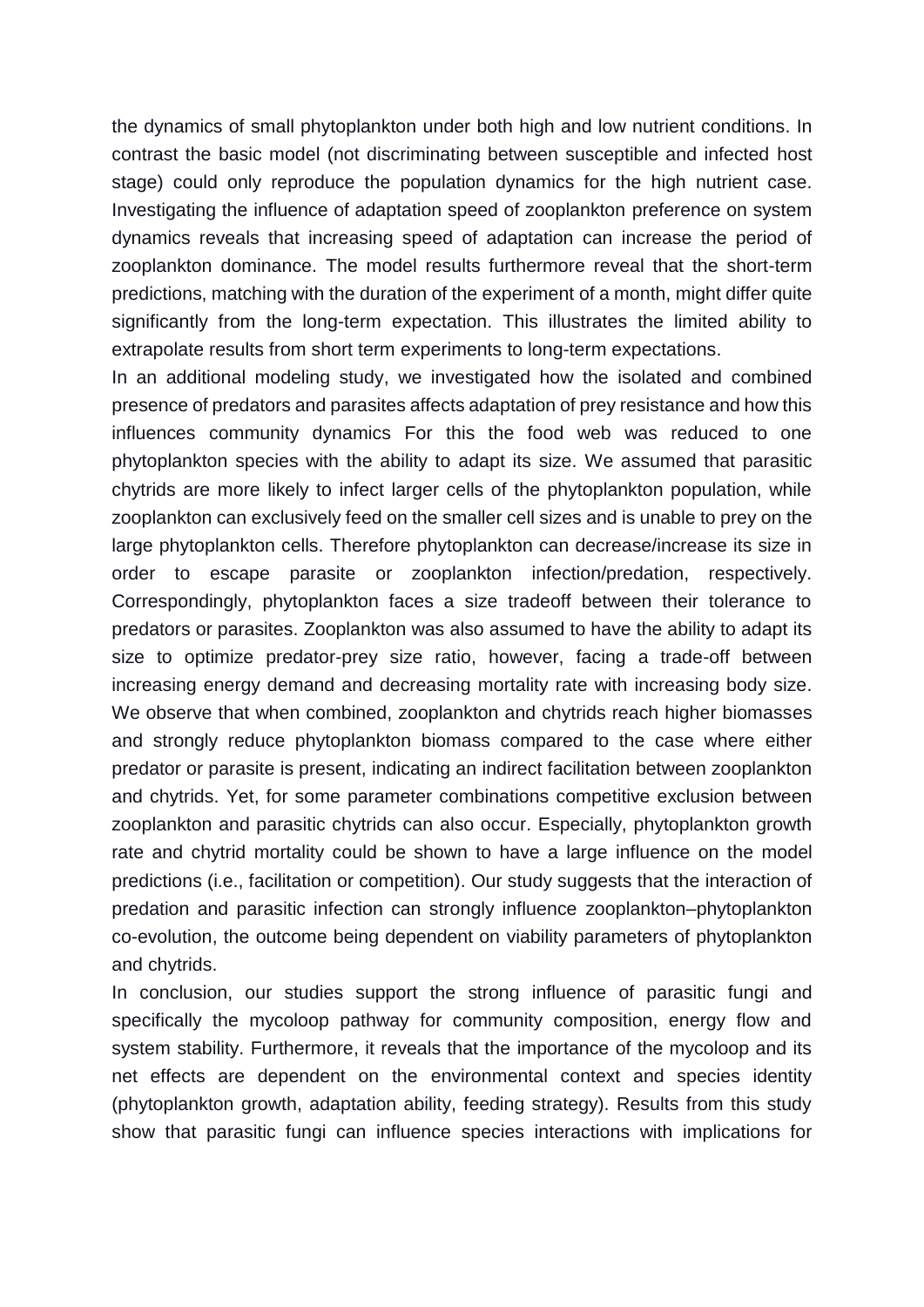the dynamics of small phytoplankton under both high and low nutrient conditions. In contrast the basic model (not discriminating between susceptible and infected host stage) could only reproduce the population dynamics for the high nutrient case. Investigating the influence of adaptation speed of zooplankton preference on system dynamics reveals that increasing speed of adaptation can increase the period of zooplankton dominance. The model results furthermore reveal that the short-term predictions, matching with the duration of the experiment of a month, might differ quite significantly from the long-term expectation. This illustrates the limited ability to extrapolate results from short term experiments to long-term expectations.

In an additional modeling study, we investigated how the isolated and combined presence of predators and parasites affects adaptation of prey resistance and how this influences community dynamics For this the food web was reduced to one phytoplankton species with the ability to adapt its size. We assumed that parasitic chytrids are more likely to infect larger cells of the phytoplankton population, while zooplankton can exclusively feed on the smaller cell sizes and is unable to prey on the large phytoplankton cells. Therefore phytoplankton can decrease/increase its size in order to escape parasite or zooplankton infection/predation, respectively. Correspondingly, phytoplankton faces a size tradeoff between their tolerance to predators or parasites. Zooplankton was also assumed to have the ability to adapt its size to optimize predator-prey size ratio, however, facing a trade-off between increasing energy demand and decreasing mortality rate with increasing body size. We observe that when combined, zooplankton and chytrids reach higher biomasses and strongly reduce phytoplankton biomass compared to the case where either predator or parasite is present, indicating an indirect facilitation between zooplankton and chytrids. Yet, for some parameter combinations competitive exclusion between zooplankton and parasitic chytrids can also occur. Especially, phytoplankton growth rate and chytrid mortality could be shown to have a large influence on the model predictions (i.e., facilitation or competition). Our study suggests that the interaction of predation and parasitic infection can strongly influence zooplankton–phytoplankton co-evolution, the outcome being dependent on viability parameters of phytoplankton and chytrids.

In conclusion, our studies support the strong influence of parasitic fungi and specifically the mycoloop pathway for community composition, energy flow and system stability. Furthermore, it reveals that the importance of the mycoloop and its net effects are dependent on the environmental context and species identity (phytoplankton growth, adaptation ability, feeding strategy). Results from this study show that parasitic fungi can influence species interactions with implications for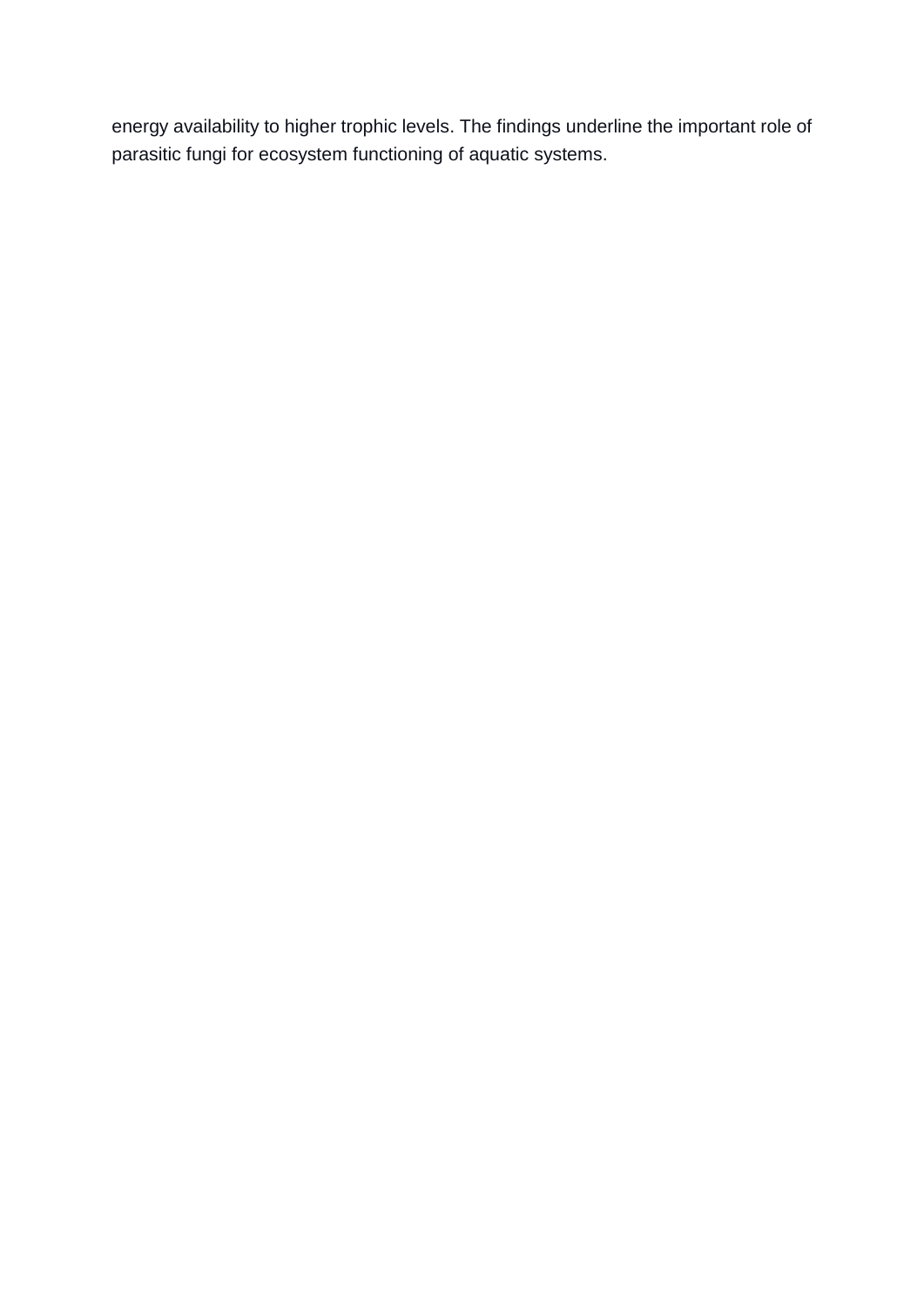energy availability to higher trophic levels. The findings underline the important role of parasitic fungi for ecosystem functioning of aquatic systems.